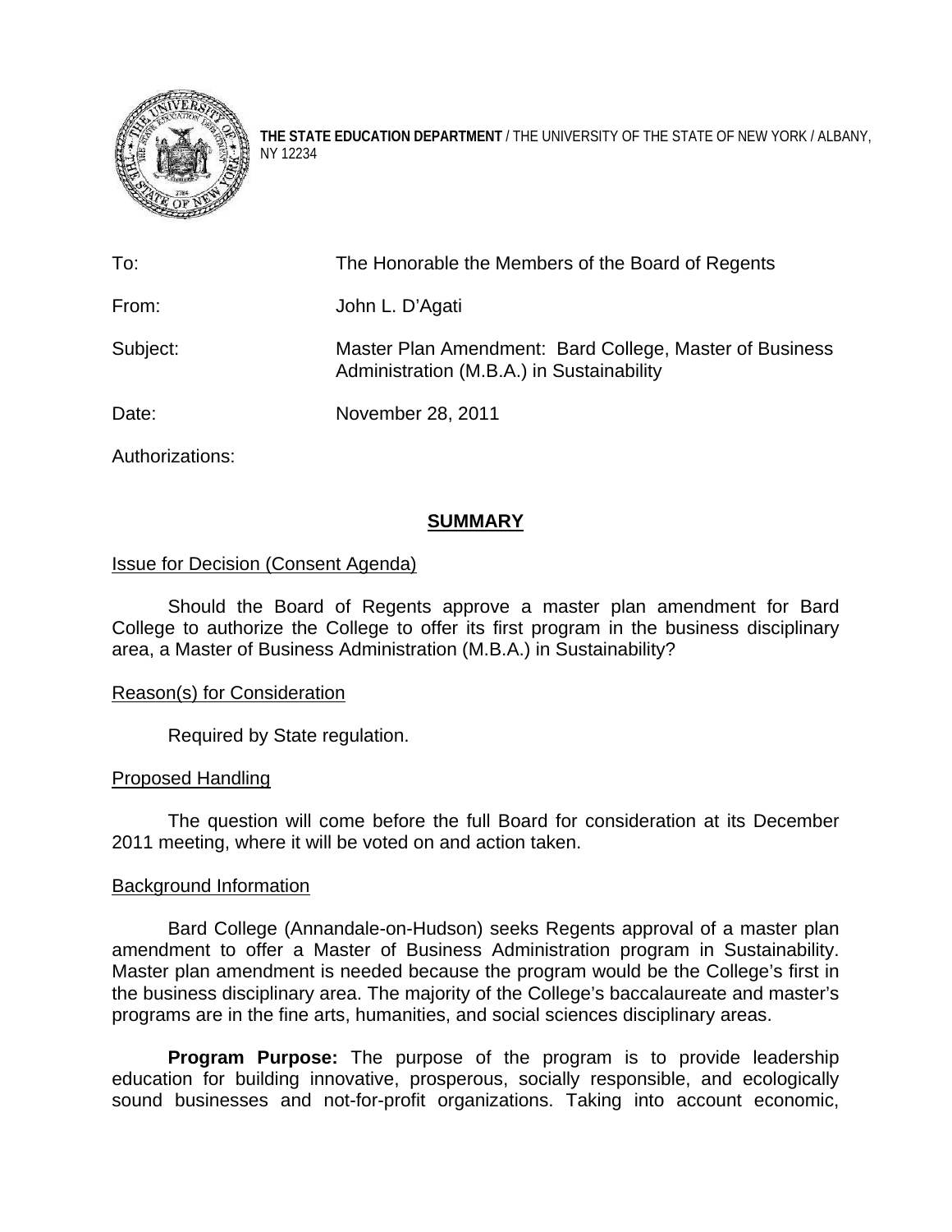**THE STATE EDUCATION DEPARTMENT** / THE UNIVERSITY OF THE STATE OF NEW YORK / ALBANY, NY 12234

| | |
|---|---|
| To: | The Honorable the Members of the Board of Regents |
| From: | John L. D'Agati |
| Subject: | Master Plan Amendment: Bard College, Master of Business Administration (M.B.A.) in Sustainability |
| Date: | November 28, 2011 |
| Authorizations: | |

## SUMMARY

### Issue for Decision (Consent Agenda)

Should the Board of Regents approve a master plan amendment for Bard College to authorize the College to offer its first program in the business disciplinary area, a Master of Business Administration (M.B.A.) in Sustainability?

### Reason(s) for Consideration

Required by State regulation.

### Proposed Handling

The question will come before the full Board for consideration at its December 2011 meeting, where it will be voted on and action taken.

### Background Information

Bard College (Annandale-on-Hudson) seeks Regents approval of a master plan amendment to offer a Master of Business Administration program in Sustainability. Master plan amendment is needed because the program would be the College's first in the business disciplinary area. The majority of the College's baccalaureate and master's programs are in the fine arts, humanities, and social sciences disciplinary areas.

**Program Purpose:** The purpose of the program is to provide leadership education for building innovative, prosperous, socially responsible, and ecologically sound businesses and not-for-profit organizations. Taking into account economic,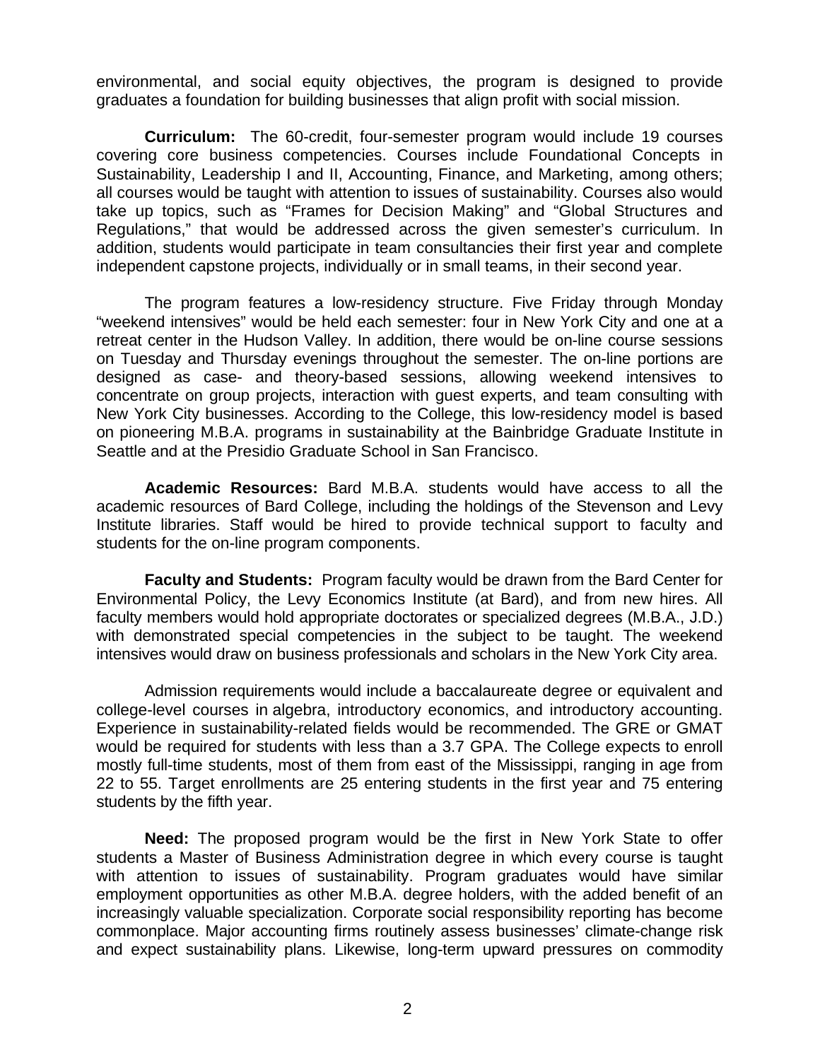environmental, and social equity objectives, the program is designed to provide graduates a foundation for building businesses that align profit with social mission.

**Curriculum:** The 60-credit, four-semester program would include 19 courses covering core business competencies. Courses include Foundational Concepts in Sustainability, Leadership I and II, Accounting, Finance, and Marketing, among others; all courses would be taught with attention to issues of sustainability. Courses also would take up topics, such as "Frames for Decision Making" and "Global Structures and Regulations," that would be addressed across the given semester's curriculum. In addition, students would participate in team consultancies their first year and complete independent capstone projects, individually or in small teams, in their second year.

The program features a low-residency structure. Five Friday through Monday "weekend intensives" would be held each semester: four in New York City and one at a retreat center in the Hudson Valley. In addition, there would be on-line course sessions on Tuesday and Thursday evenings throughout the semester. The on-line portions are designed as case- and theory-based sessions, allowing weekend intensives to concentrate on group projects, interaction with guest experts, and team consulting with New York City businesses. According to the College, this low-residency model is based on pioneering M.B.A. programs in sustainability at the Bainbridge Graduate Institute in Seattle and at the Presidio Graduate School in San Francisco.

**Academic Resources:** Bard M.B.A. students would have access to all the academic resources of Bard College, including the holdings of the Stevenson and Levy Institute libraries. Staff would be hired to provide technical support to faculty and students for the on-line program components.

**Faculty and Students:** Program faculty would be drawn from the Bard Center for Environmental Policy, the Levy Economics Institute (at Bard), and from new hires. All faculty members would hold appropriate doctorates or specialized degrees (M.B.A., J.D.) with demonstrated special competencies in the subject to be taught. The weekend intensives would draw on business professionals and scholars in the New York City area.

Admission requirements would include a baccalaureate degree or equivalent and college-level courses in algebra, introductory economics, and introductory accounting. Experience in sustainability-related fields would be recommended. The GRE or GMAT would be required for students with less than a 3.7 GPA. The College expects to enroll mostly full-time students, most of them from east of the Mississippi, ranging in age from 22 to 55. Target enrollments are 25 entering students in the first year and 75 entering students by the fifth year.

**Need:** The proposed program would be the first in New York State to offer students a Master of Business Administration degree in which every course is taught with attention to issues of sustainability. Program graduates would have similar employment opportunities as other M.B.A. degree holders, with the added benefit of an increasingly valuable specialization. Corporate social responsibility reporting has become commonplace. Major accounting firms routinely assess businesses' climate-change risk and expect sustainability plans. Likewise, long-term upward pressures on commodity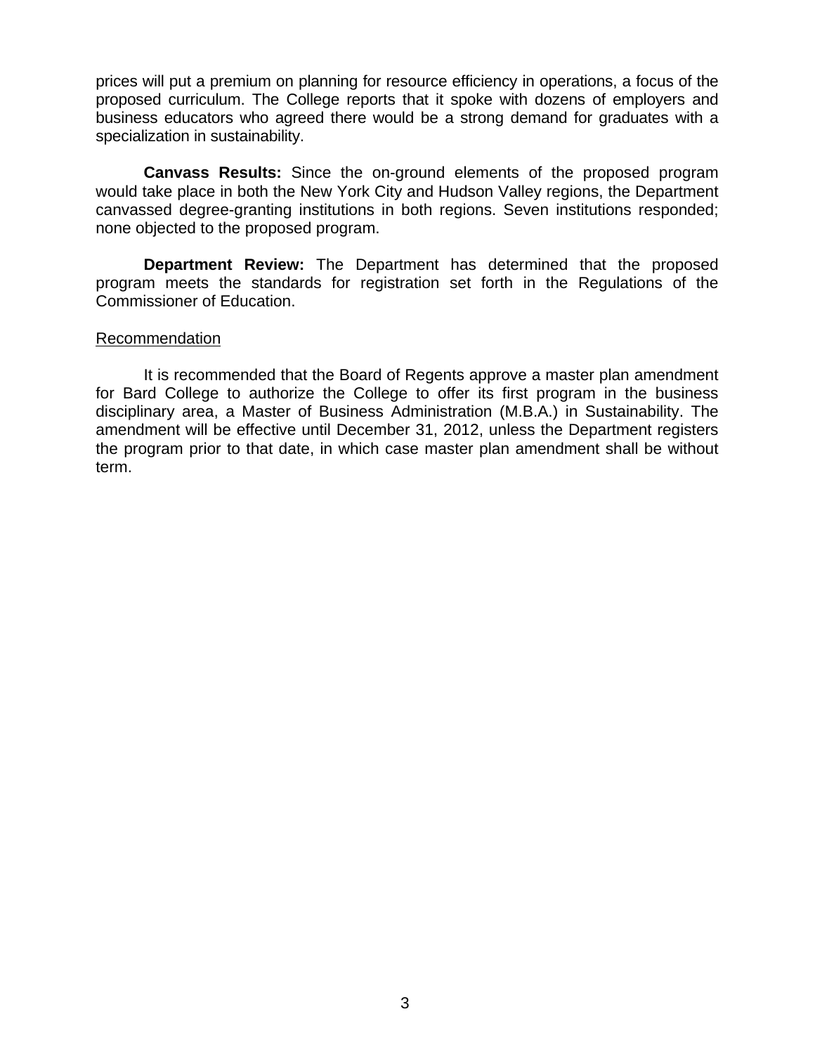prices will put a premium on planning for resource efficiency in operations, a focus of the proposed curriculum. The College reports that it spoke with dozens of employers and business educators who agreed there would be a strong demand for graduates with a specialization in sustainability.

**Canvass Results:** Since the on-ground elements of the proposed program would take place in both the New York City and Hudson Valley regions, the Department canvassed degree-granting institutions in both regions. Seven institutions responded; none objected to the proposed program.

**Department Review:** The Department has determined that the proposed program meets the standards for registration set forth in the Regulations of the Commissioner of Education.

<u>Recommendation</u>

It is recommended that the Board of Regents approve a master plan amendment for Bard College to authorize the College to offer its first program in the business disciplinary area, a Master of Business Administration (M.B.A.) in Sustainability. The amendment will be effective until December 31, 2012, unless the Department registers the program prior to that date, in which case master plan amendment shall be without term.